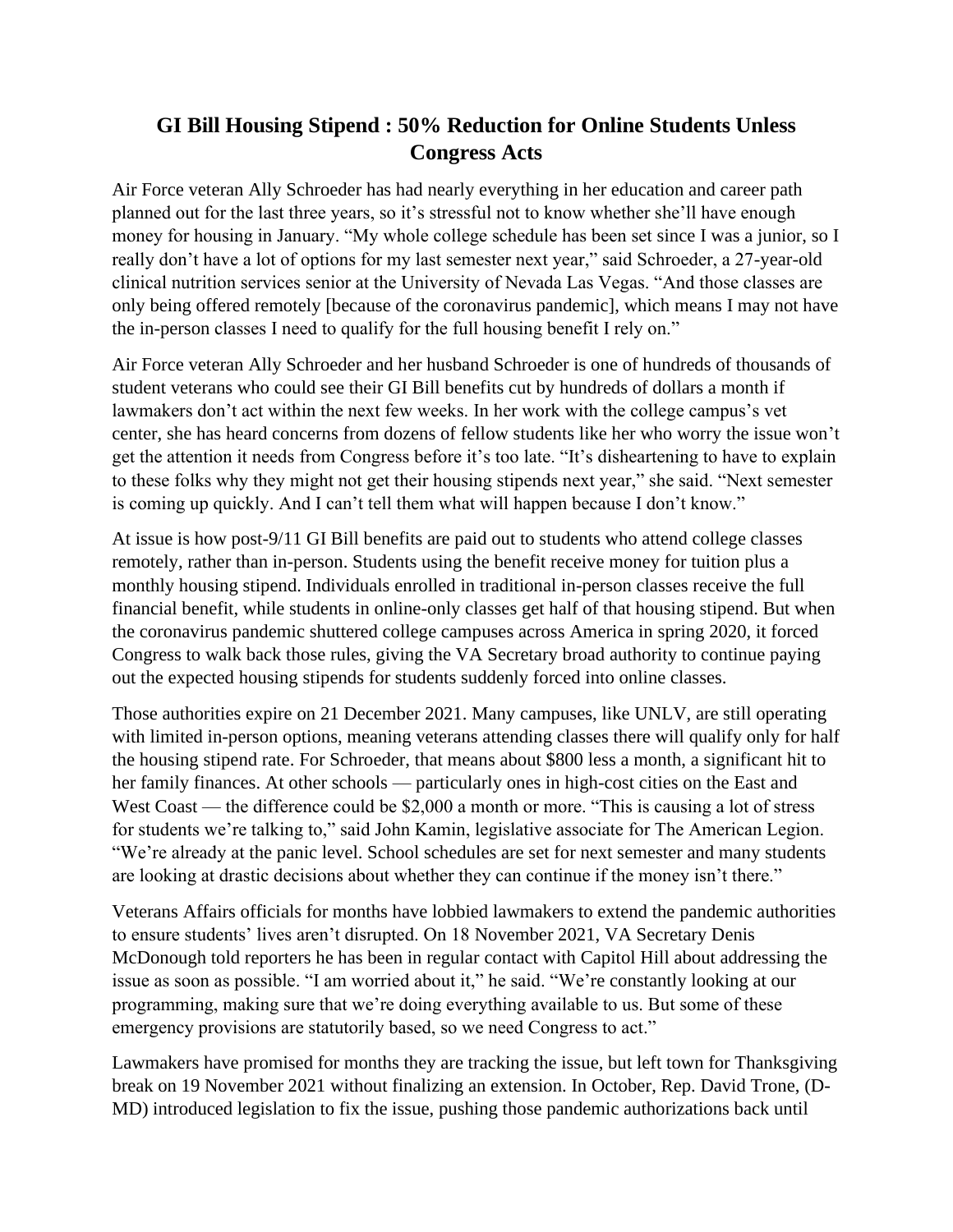# GI Bill Housing Stipend : 50% Reduction for Online Students Unless Congress Acts

Air Force veteran Ally Schroeder has had nearly everything in her education and career path planned out for the last three years, so it's stressful not to know whether she'll have enough money for housing in January. "My whole college schedule has been set since I was a junior, so I really don't have a lot of options for my last semester next year," said Schroeder, a 27-year-old clinical nutrition services senior at the University of Nevada Las Vegas. "And those classes are only being offered remotely [because of the coronavirus pandemic], which means I may not have the in-person classes I need to qualify for the full housing benefit I rely on."

Air Force veteran Ally Schroeder and her husband Schroeder is one of hundreds of thousands of student veterans who could see their GI Bill benefits cut by hundreds of dollars a month if lawmakers don't act within the next few weeks. In her work with the college campus's vet center, she has heard concerns from dozens of fellow students like her who worry the issue won't get the attention it needs from Congress before it's too late. "It's disheartening to have to explain to these folks why they might not get their housing stipends next year," she said. "Next semester is coming up quickly. And I can't tell them what will happen because I don't know."

At issue is how post-9/11 GI Bill benefits are paid out to students who attend college classes remotely, rather than in-person. Students using the benefit receive money for tuition plus a monthly housing stipend. Individuals enrolled in traditional in-person classes receive the full financial benefit, while students in online-only classes get half of that housing stipend. But when the coronavirus pandemic shuttered college campuses across America in spring 2020, it forced Congress to walk back those rules, giving the VA Secretary broad authority to continue paying out the expected housing stipends for students suddenly forced into online classes.

Those authorities expire on 21 December 2021. Many campuses, like UNLV, are still operating with limited in-person options, meaning veterans attending classes there will qualify only for half the housing stipend rate. For Schroeder, that means about $800 less a month, a significant hit to her family finances. At other schools — particularly ones in high-cost cities on the East and West Coast — the difference could be $2,000 a month or more. "This is causing a lot of stress for students we're talking to," said John Kamin, legislative associate for The American Legion. "We're already at the panic level. School schedules are set for next semester and many students are looking at drastic decisions about whether they can continue if the money isn't there."

Veterans Affairs officials for months have lobbied lawmakers to extend the pandemic authorities to ensure students' lives aren't disrupted. On 18 November 2021, VA Secretary Denis McDonough told reporters he has been in regular contact with Capitol Hill about addressing the issue as soon as possible. "I am worried about it," he said. "We're constantly looking at our programming, making sure that we're doing everything available to us. But some of these emergency provisions are statutorily based, so we need Congress to act."

Lawmakers have promised for months they are tracking the issue, but left town for Thanksgiving break on 19 November 2021 without finalizing an extension. In October, Rep. David Trone, (D-MD) introduced legislation to fix the issue, pushing those pandemic authorizations back until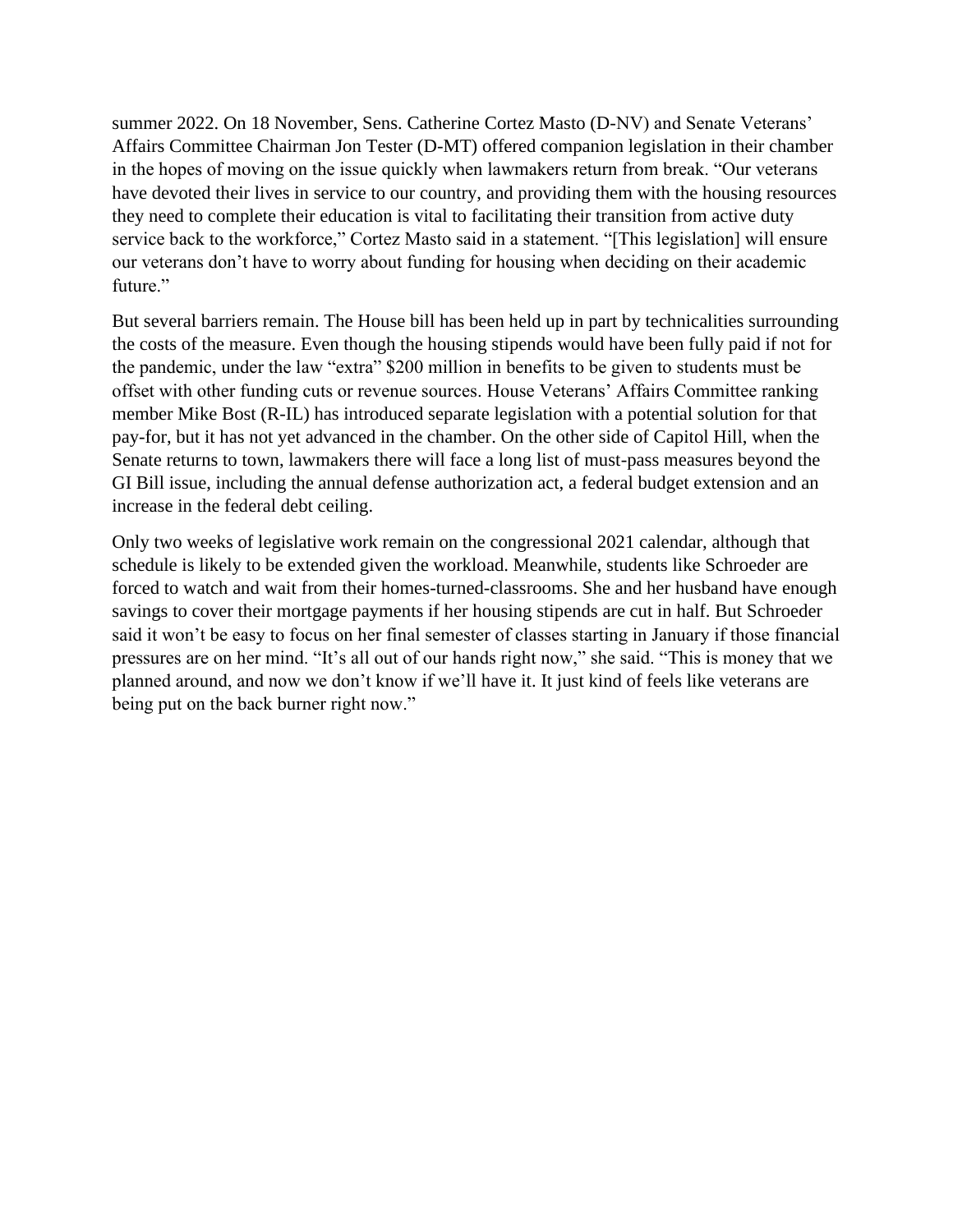summer 2022. On 18 November, Sens. Catherine Cortez Masto (D-NV) and Senate Veterans' Affairs Committee Chairman Jon Tester (D-MT) offered companion legislation in their chamber in the hopes of moving on the issue quickly when lawmakers return from break. "Our veterans have devoted their lives in service to our country, and providing them with the housing resources they need to complete their education is vital to facilitating their transition from active duty service back to the workforce," Cortez Masto said in a statement. "[This legislation] will ensure our veterans don't have to worry about funding for housing when deciding on their academic future."

But several barriers remain. The House bill has been held up in part by technicalities surrounding the costs of the measure. Even though the housing stipends would have been fully paid if not for the pandemic, under the law "extra" $200 million in benefits to be given to students must be offset with other funding cuts or revenue sources. House Veterans' Affairs Committee ranking member Mike Bost (R-IL) has introduced separate legislation with a potential solution for that pay-for, but it has not yet advanced in the chamber. On the other side of Capitol Hill, when the Senate returns to town, lawmakers there will face a long list of must-pass measures beyond the GI Bill issue, including the annual defense authorization act, a federal budget extension and an increase in the federal debt ceiling.

Only two weeks of legislative work remain on the congressional 2021 calendar, although that schedule is likely to be extended given the workload. Meanwhile, students like Schroeder are forced to watch and wait from their homes-turned-classrooms. She and her husband have enough savings to cover their mortgage payments if her housing stipends are cut in half. But Schroeder said it won't be easy to focus on her final semester of classes starting in January if those financial pressures are on her mind. "It's all out of our hands right now," she said. "This is money that we planned around, and now we don't know if we'll have it. It just kind of feels like veterans are being put on the back burner right now."